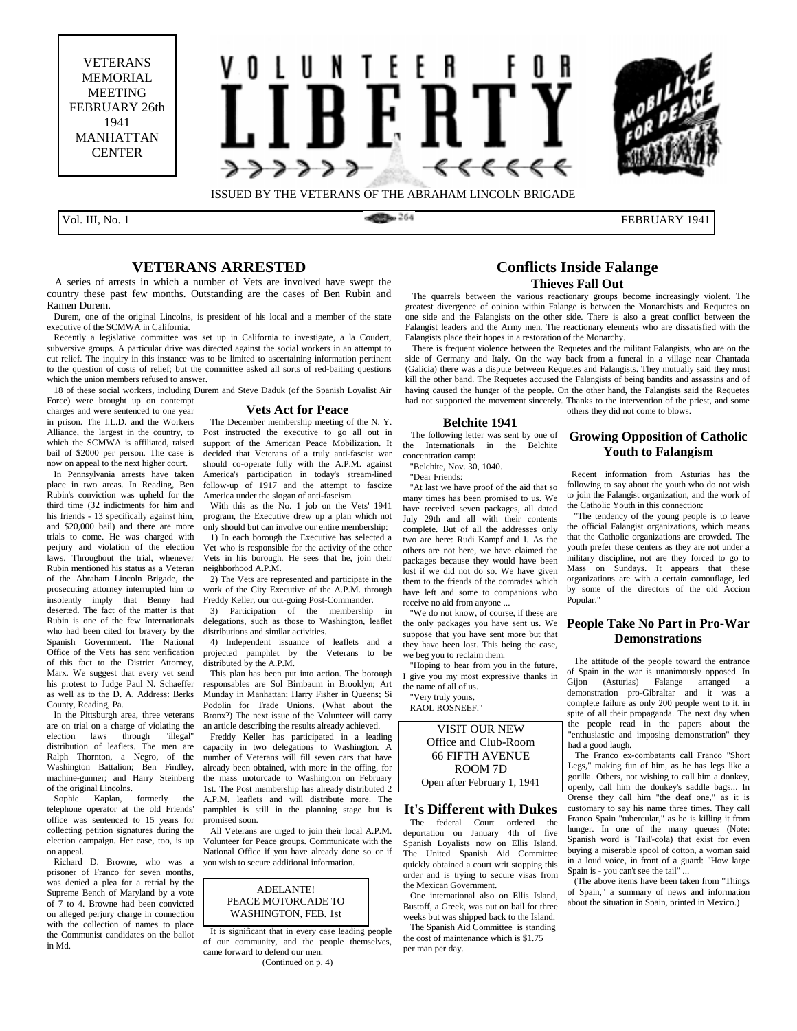VETERANS MEMORIAL MEETING FEBRUARY 26th 1941 MANHATTAN CENTER

# VOLUNTEER FOR LIBERTY

MOBILIZE FOR PEACE

ISSUED BY THE VETERANS OF THE ABRAHAM LINCOLN BRIGADE

Vol. III, No. 1 — FEBRUARY 1941

## VETERANS ARRESTED

A series of arrests in which a number of Vets are involved have swept the country these past few months. Outstanding are the cases of Ben Rubin and Ramen Durem.

Durem, one of the original Lincolns, is president of his local and a member of the state executive of the SCMWA in California.

Recently a legislative committee was set up in California to investigate, a la Coudert, subversive groups. A particular drive was directed against the social workers in an attempt to cut relief. The inquiry in this instance was to be limited to ascertaining information pertinent to the question of costs of relief; but the committee asked all sorts of red-baiting questions which the union members refused to answer.

18 of these social workers, including Durem and Steve Daduk (of the Spanish Loyalist Air Force) were brought up on contempt charges and were sentenced to one year in prison. The I.L.D. and the Workers Alliance, the largest in the country, to which the SCMWA is affiliated, raised bail of $2000 per person. The case is now on appeal to the next higher court.

In Pennsylvania arrests have taken place in two areas. In Reading, Ben Rubin's conviction was upheld for the third time (32 indictments for him and his friends - 13 specifically against him, and $20,000 bail) and there are more trials to come. He was charged with perjury and violation of the election laws. Throughout the trial, whenever Rubin mentioned his status as a Veteran of the Abraham Lincoln Brigade, the prosecuting attorney interrupted him to insolently imply that Benny had deserted. The fact of the matter is that Rubin is one of the few Internationals who had been cited for bravery by the Spanish Government. The National Office of the Vets has sent verification of this fact to the District Attorney, Marx. We suggest that every vet send his protest to Judge Paul N. Schaeffer as well as to the D. A. Address: Berks County, Reading, Pa.

In the Pittsburgh area, three veterans are on trial on a charge of violating the election laws through "illegal" distribution of leaflets. The men are Ralph Thornton, a Negro, of the Washington Battalion; Ben Findley, machine-gunner; and Harry Steinberg of the original Lincolns.

Sophie Kaplan, formerly the telephone operator at the old Friends' office was sentenced to 15 years for collecting petition signatures during the election campaign. Her case, too, is up on appeal.

Richard D. Browne, who was a prisoner of Franco for seven months, was denied a plea for a retrial by the Supreme Bench of Maryland by a vote of 7 to 4. Browne had been convicted on alleged perjury charge in connection with the collection of names to place the Communist candidates on the ballot in Md.

### Vets Act for Peace

The December membership meeting of the N. Y. Post instructed the executive to go all out in support of the American Peace Mobilization. It decided that Veterans of a truly anti-fascist war should co-operate fully with the A.P.M. against America's participation in today's stream-lined follow-up of 1917 and the attempt to fascize America under the slogan of anti-fascism.

With this as the No. 1 job on the Vets' 1941 program, the Executive drew up a plan which not only should but can involve our entire membership:

1) In each borough the Executive has selected a Vet who is responsible for the activity of the other Vets in his borough. He sees that he, join their neighborhood A.P.M.

2) The Vets are represented and participate in the work of the City Executive of the A.P.M. through Freddy Keller, our out-going Post-Commander.

3) Participation of the membership in delegations, such as those to Washington, leaflet distributions and similar activities.

4) Independent issuance of leaflets and a projected pamphlet by the Veterans to be distributed by the A.P.M.

This plan has been put into action. The borough responsables are Sol Birnbaum in Brooklyn; Art Munday in Manhattan; Harry Fisher in Queens; Si Podolin for Trade Unions. (What about the Bronx?) The next issue of the Volunteer will carry an article describing the results already achieved.

Freddy Keller has participated in a leading capacity in two delegations to Washington. A number of Veterans will fill seven cars that have already been obtained, with more in the offing, for the mass motorcade to Washington on February 1st. The Post membership has already distributed 2 A.P.M. leaflets and will distribute more. The pamphlet is still in the planning stage but is promised soon.

All Veterans are urged to join their local A.P.M. Volunteer for Peace groups. Communicate with the National Office if you have already done so or if you wish to secure additional information.

ADELANTE!
PEACE MOTORCADE TO WASHINGTON, FEB. 1st

It is significant that in every case leading people of our community, and the people themselves, came forward to defend our men.

(Continued on p. 4)

## Conflicts Inside Falange

### Thieves Fall Out

The quarrels between the various reactionary groups become increasingly violent. The greatest divergence of opinion within Falange is between the Monarchists and Requetes on one side and the Falangists on the other side. There is also a great conflict between the Falangist leaders and the Army men. The reactionary elements who are dissatisfied with the Falangists place their hopes in a restoration of the Monarchy.

There is frequent violence between the Requetes and the militant Falangists, who are on the side of Germany and Italy. On the way back from a funeral in a village near Chantada (Galicia) there was a dispute between Requetes and Falangists. They mutually said they must kill the other band. The Requetes accused the Falangists of being bandits and assassins and of having caused the hunger of the people. On the other hand, the Falangists said the Requetes had not supported the movement sincerely. Thanks to the intervention of the priest, and some others they did not come to blows.

### Belchite 1941

The following letter was sent by one of the Internationals in the Belchite concentration camp:

"Belchite, Nov. 30, 1040.

"Dear Friends:

"At last we have proof of the aid that so many times has been promised to us. We have received seven packages, all dated July 29th and all with their contents complete. But of all the addresses only two are here: Rudi Kampf and I. As the others are not here, we have claimed the packages because they would have been lost if we did not do so. We have given them to the friends of the comrades which have left and some to companions who receive no aid from anyone ...

"We do not know, of course, if these are the only packages you have sent us. We suppose that you have sent more but that they have been lost. This being the case, we beg you to reclaim them.

"Hoping to hear from you in the future, I give you my most expressive thanks in the name of all of us.

"Very truly yours,
RAOL ROSNEEF."

VISIT OUR NEW
Office and Club-Room
66 FIFTH AVENUE
ROOM 7D
Open after February 1, 1941

### It's Different with Dukes

The federal Court ordered the deportation on January 4th of five Spanish Loyalists now on Ellis Island. The United Spanish Aid Committee quickly obtained a court writ stopping this order and is trying to secure visas from the Mexican Government.

One international also on Ellis Island, Bustoff, a Greek, was out on bail for three weeks but was shipped back to the Island.

The Spanish Aid Committee is standing the cost of maintenance which is $1.75 per man per day.

### Growing Opposition of Catholic Youth to Falangism

Recent information from Asturias has the following to say about the youth who do not wish to join the Falangist organization, and the work of the Catholic Youth in this connection:

"The tendency of the young people is to leave the official Falangist organizations, which means that the Catholic organizations are crowded. The youth prefer these centers as they are not under a military discipline, not are they forced to go to Mass on Sundays. It appears that these organizations are with a certain camouflage, led by some of the directors of the old Accion Popular."

### People Take No Part in Pro-War Demonstrations

The attitude of the people toward the entrance of Spain in the war is unanimously opposed. In Gijon (Asturias) Falange arranged a demonstration pro-Gibraltar and it was a complete failure as only 200 people went to it, in spite of all their propaganda. The next day when the people read in the papers about the "enthusiastic and imposing demonstration" they had a good laugh.

The Franco ex-combatants call Franco "Short Legs," making fun of him, as he has legs like a gorilla. Others, not wishing to call him a donkey, openly, call him the donkey's saddle bags... In Orense they call him "the deaf one," as it is customary to say his name three times. They call Franco Spain "tubercular," as he is killing it from hunger. In one of the many queues (Note: Spanish word is 'Tail'-cola) that exist for even buying a miserable spool of cotton, a woman said in a loud voice, in front of a guard: "How large Spain is - you can't see the tail" ...

(The above items have been taken from "Things of Spain," a summary of news and information about the situation in Spain, printed in Mexico.)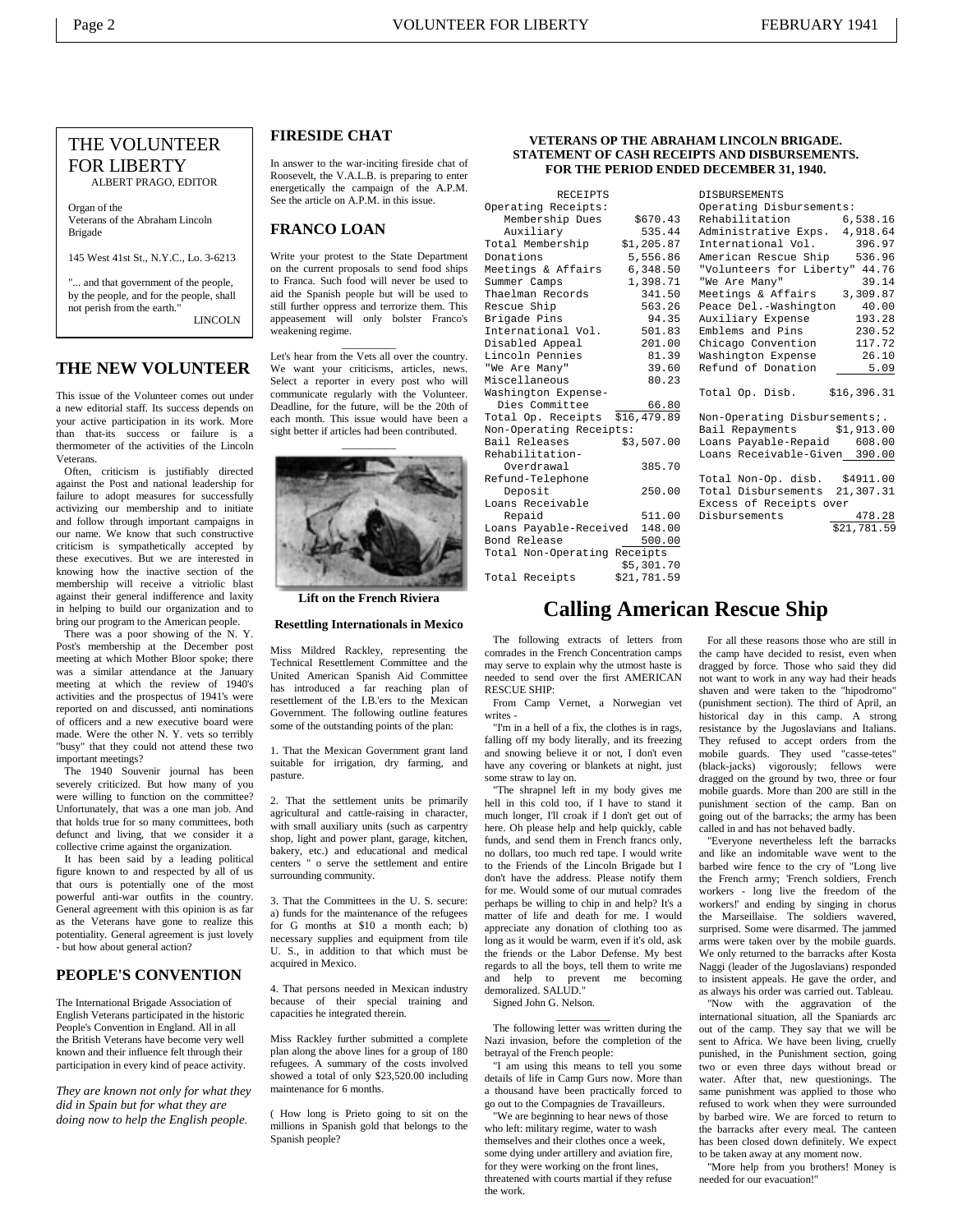# THE VOLUNTEER FOR LIBERTY

ALBERT PRAGO, EDITOR

Organ of the Veterans of the Abraham Lincoln Brigade

145 West 41st St., N.Y.C., Lo. 3-6213

"... and that government of the people, by the people, and for the people, shall not perish from the earth."

LINCOLN

## THE NEW VOLUNTEER

This issue of the Volunteer comes out under a new editorial staff. Its success depends on your active participation in its work. More than that-its success or failure is a thermometer of the activities of the Lincoln Veterans.

Often, criticism is justifiably directed against the Post and national leadership for failure to adopt measures for successfully activizing our membership and to initiate and follow through important campaigns in our name. We know that such constructive criticism is sympathetically accepted by these executives. But we are interested in knowing how the inactive section of the membership will receive a vitriolic blast against their general indifference and laxity in helping to build our organization and to bring our program to the American people.

There was a poor showing of the N. Y. Post's membership at the December post meeting at which Mother Bloor spoke; there was a similar attendance at the January meeting at which the review of 1940's activities and the prospectus of 1941's were reported on and discussed, anti nominations of officers and a new executive board were made. Were the other N. Y. vets so terribly "busy" that they could not attend these two important meetings?

The 1940 Souvenir journal has been severely criticized. But how many of you were willing to function on the committee? Unfortunately, that was a one man job. And that holds true for so many committees, both defunct and living, that we consider it a collective crime against the organization.

It has been said by a leading political figure known to and respected by all of us that ours is potentially one of the most powerful anti-war outfits in the country. General agreement with this opinion is as far as the Veterans have gone to realize this potentiality. General agreement is just lovely - but how about general action?

## PEOPLE'S CONVENTION

The International Brigade Association of English Veterans participated in the historic People's Convention in England. All in all the British Veterans have become very well known and their influence felt through their participation in every kind of peace activity.

*They are known not only for what they did in Spain but for what they are doing now to help the English people.*

## FIRESIDE CHAT

In answer to the war-inciting fireside chat of Roosevelt, the V.A.L.B. is preparing to enter energetically the campaign of the A.P.M. See the article on A.P.M. in this issue.

## FRANCO LOAN

Write your protest to the State Department on the current proposals to send food ships to Franca. Such food will never be used to aid the Spanish people but will be used to still further oppress and terrorize them. This appeasement will only bolster Franco's weakening regime.

---

Let's hear from the Vets all over the country. We want your criticisms, articles, news. Select a reporter in every post who will communicate regularly with the Volunteer. Deadline, for the future, will be the 20th of each month. This issue would have been a sight better if articles had been contributed.

---

**Lift on the French Riviera**

**Resettling Internationals in Mexico**

Miss Mildred Rackley, representing the Technical Resettlement Committee and the United American Spanish Aid Committee has introduced a far reaching plan of resettlement of the I.B.'ers to the Mexican Government. The following outline features some of the outstanding points of the plan:

1. That the Mexican Government grant land suitable for irrigation, dry farming, and pasture.

2. That the settlement units be primarily agricultural and cattle-raising in character, with small auxiliary units (such as carpentry shop, light and power plant, garage, kitchen, bakery, etc.) and educational and medical centers " o serve the settlement and entire surrounding community.

3. That the Committees in the U. S. secure: a) funds for the maintenance of the refugees for G months at $10 a month each; b) necessary supplies and equipment from tile U. S., in addition to that which must be acquired in Mexico.

4. That persons needed in Mexican industry because of their special training and capacities he integrated therein.

Miss Rackley further submitted a complete plan along the above lines for a group of 180 refugees. A summary of the costs involved showed a total of only $23,520.00 including maintenance for 6 months.

( How long is Prieto going to sit on the millions in Spanish gold that belongs to the Spanish people?

### VETERANS OP THE ABRAHAM LINCOLN BRIGADE. STATEMENT OF CASH RECEIPTS AND DISBURSEMENTS. FOR THE PERIOD ENDED DECEMBER 31, 1940.

| RECEIPTS | |
|---|---|
| Operating Receipts: | |
| Membership Dues | $670.43 |
| Auxiliary | 535.44 |
| Total Membership | $1,205.87 |
| Donations | 5,556.86 |
| Meetings & Affairs | 6,348.50 |
| Summer Camps | 1,398.71 |
| Thaelman Records | 341.50 |
| Rescue Ship | 563.26 |
| Brigade Pins | 94.35 |
| International Vol. | 501.83 |
| Disabled Appeal | 201.00 |
| Lincoln Pennies | 81.39 |
| "We Are Many" | 39.60 |
| Miscellaneous | 80.23 |
| Washington Expense-Dies Committee | 66.80 |
| Total Op. Receipts | $16,479.89 |
| Non-Operating Receipts: | |
| Bail Releases | $3,507.00 |
| Rehabilitation-Overdrawal | 385.70 |
| Refund-Telephone Deposit | 250.00 |
| Loans Receivable Repaid | 511.00 |
| Loans Payable-Received | 148.00 |
| Bond Release | 500.00 |
| Total Non-Operating Receipts | $5,301.70 |
| Total Receipts | $21,781.59 |

| DISBURSEMENTS | |
|---|---|
| Operating Disbursements: | |
| Rehabilitation | 6,538.16 |
| Administrative Exps. | 4,918.64 |
| International Vol. | 396.97 |
| American Rescue Ship | 536.96 |
| "Volunteers for Liberty" | 44.76 |
| "We Are Many" | 39.14 |
| Meetings & Affairs | 3,309.87 |
| Peace Del.-Washington | 40.00 |
| Auxiliary Expense | 193.28 |
| Emblems and Pins | 230.52 |
| Chicago Convention | 117.72 |
| Washington Expense | 26.10 |
| Refund of Donation | 5.09 |
| Total Op. Disb. | $16,396.31 |
| Non-Operating Disbursements;. | |
| Bail Repayments | $1,913.00 |
| Loans Payable-Repaid | 608.00 |
| Loans Receivable-Given | 390.00 |
| Total Non-Op. disb. | $4911.00 |
| Total Disbursements | 21,307.31 |
| Excess of Receipts over Disbursements | 478.28 |
| | $21,781.59 |

# Calling American Rescue Ship

The following extracts of letters from comrades in the French Concentration camps may serve to explain why the utmost haste is needed to send over the first AMERICAN RESCUE SHIP:

From Camp Vernet, a Norwegian vet writes -

"I'm in a hell of a fix, the clothes is in rags, falling off my body literally, and its freezing and snowing believe it or not, I don't even have any covering or blankets at night, just some straw to lay on.

"The shrapnel left in my body gives me hell in this cold too, if I have to stand it much longer, I'll croak if I don't get out of here. Oh please help and help quickly, cable funds, and send them in French francs only, no dollars, too much red tape. I would write to the Friends of the Lincoln Brigade but I don't have the address. Please notify them for me. Would some of our mutual comrades perhaps be willing to chip in and help? It's a matter of life and death for me. I would appreciate any donation of clothing too as long as it would be warm, even if it's old, ask the friends or the Labor Defense. My best regards to all the boys, tell them to write me and help to prevent me becoming demoralized. SALUD."

Signed John G. Nelson.

---

The following letter was written during the Nazi invasion, before the completion of the betrayal of the French people:

"I am using this means to tell you some details of life in Camp Gurs now. More than a thousand have been practically forced to go out to the Compagnies de Travailleurs.

"We are beginning to hear news of those who left: military regime, water to wash themselves and their clothes once a week, some dying under artillery and aviation fire, for they were working on the front lines, threatened with courts martial if they refuse the work.

For all these reasons those who are still in the camp have decided to resist, even when dragged by force. Those who said they did not want to work in any way had their heads shaven and were taken to the "hipodromo" (punishment section). The third of April, an historical day in this camp. A strong resistance by the Jugoslavians and Italians. They refused to accept orders from the mobile guards. They used "casse-tetes" (black-jacks) vigorously; fellows were dragged on the ground by two, three or four mobile guards. More than 200 are still in the punishment section of the camp. Ban on going out of the barracks; the army has been called in and has not behaved badly.

"Everyone nevertheless left the barracks and like an indomitable wave went to the barbed wire fence to the cry of "Long live the French army; 'French soldiers, French workers - long live the freedom of the workers!' and ending by singing in chorus the Marseillaise. The soldiers wavered, surprised. Some were disarmed. The jammed arms were taken over by the mobile guards. We only returned to the barracks after Kosta Naggi (leader of the Jugoslavians) responded to insistent appeals. He gave the order, and as always his order was carried out. Tableau.

"Now with the aggravation of the international situation, all the Spaniards arc out of the camp. They say that we will be sent to Africa. We have been living, cruelly punished, in the Punishment section, going two or even three days without bread or water. After that, new questionings. The same punishment was applied to those who refused to work when they were surrounded by barbed wire. We are forced to return to the barracks after every meal. The canteen has been closed down definitely. We expect to be taken away at any moment now.

"More help from you brothers! Money is needed for our evacuation!"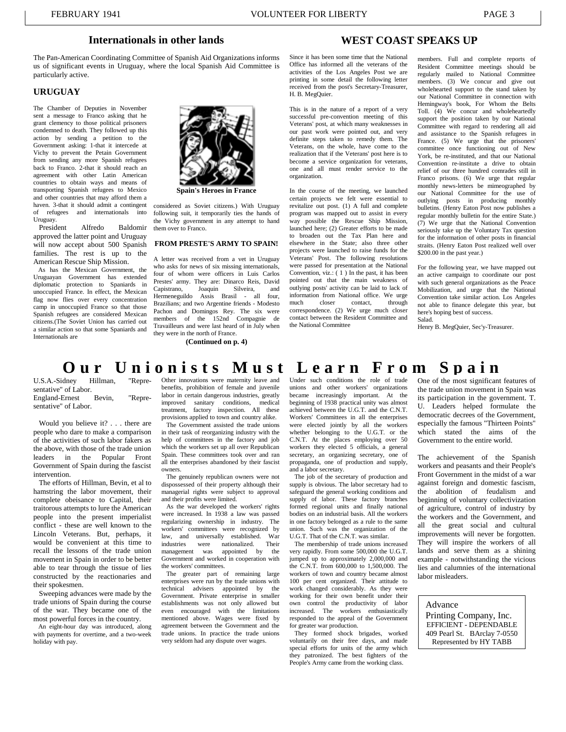## Internationals in other lands

The Pan-American Coordinating Committee of Spanish Aid Organizations informs us of significant events in Uruguay, where the local Spanish Aid Committee is particularly active.

### URUGUAY

The Chamber of Deputies in November sent a message to Franco asking that he grant clemency to those political prisoners condemned to death. They followed up this action by sending a petition to the Government asking: 1-that it intercede at Vichy to prevent the Petain Government from sending any more Spanish refugees back to Franco. 2-that it should reach an agreement with other Latin American countries to obtain ways and means of transporting Spanish refugees to Mexico and other countries that may afford them a haven. 3-that it should admit a contingent of refugees and internationals into Uruguay.

President Alfredo Baldomir approved the latter point and Uruguay will now accept about 500 Spanish families. The rest is up to the American Rescue Ship Mission.

As has the Mexican Government, the Uruguayan Government has extended diplomatic protection to Spaniards in unoccupied France. In effect, the Mexican flag now flies over every concentration camp in unoccupied France so that those Spanish refugees are considered Mexican citizens.(The Soviet Union has carried out a similar action so that some Spaniards and Internationals are considered as Soviet citizens.) With Uruguay following suit, it temporarily ties the hands of the Vichy government in any attempt to hand them over to Franco.

Spain's Heroes in France

### FROM PRESTE'S ARMY TO SPAIN!

A letter was received from a vet in Uruguay who asks for news of six missing internationals, four of whom were officers in Luis Carlos Prestes' army. They are: Dinarco Reis, David Capistrano, Joaquin Silveira, and Hermeneguildo Assis Brasil - all four, Brazilians; and two Argentine friends - Modesto Pachon and Domingos Rey. The six were members of the 152nd Compagnie de Travailleurs and were last heard of in July when they were in the north of France.

**(Continued on p. 4)**

## WEST COAST SPEAKS UP

Since it has been some time that the National Office has informed all the veterans of the activities of the Los Angeles Post we are printing in some detail the following letter received from the post's Secretary-Treasurer, H. B. MegQuier.

This is in the nature of a report of a very successful pre-convention meeting of this Veterans' post, at which many weaknesses in our past work were pointed out, and very definite steps taken to remedy them. The Veterans, on the whole, have come to the realization that if the Veterans' post here is to become a service organization for veterans, one and all must render service to the organization.

In the course of the meeting, we launched certain projects we felt were essential to revitalize out post. (1) A full and complete program was mapped out to assist in every way possible the Rescue Ship Mission, launched here; (2) Greater efforts to be made to broaden out the Tax Plan here and elsewhere in the State; also three other projects were launched to raise funds for the Veterans' Post. The following resolutions were passed for presentation at the National Convention, viz.: ( 1 ) In the past, it has been pointed out that the main weakness of outlying posts' activity can be laid to lack of information from National office. We urge much closer contact, through correspondence. (2) We urge much closer contact between the Resident Committee and the National Committee members. Full and complete reports of Resident Committee meetings should be regularly mailed to National Committee members. (3) We concur and give out wholehearted support to the stand taken by our National Committee in connection with Hemingway's book, For Whom the Belts Toll. (4) We concur and wholeheartedly support the position taken by our National Committee with regard to rendering all aid and assistance to the Spanish refugees in France. (5) We urge that the prisoners' committee once functioning out of New York, be re-instituted, and that our National Convention re-institute a drive to obtain relief of our three hundred comrades still in Franco prisons. (6) We urge that regular monthly news-letters be mimeographed by our National Committee for the use of outlying posts in producing monthly bulletins. (Henry Eaton Post now publishes a regular monthly bulletin for the entire State.) (7) We urge that the National Convention seriously take up the Voluntary Tax question for the information of other posts in financial straits. (Henry Eaton Post realized well over $200.00 in the past year.)

For the following year, we have mapped out an active campaign to coordinate our post with such general organizations as the Peace Mobilization, and urge that the National Convention take similar action. Los Angeles not able to finance delegate this year, but here's hoping best of success.

Salad.

Henry B. MegQuier, Sec'y-Treasurer.

# Our Unionists Must Learn From Spain

U.S.A.-Sidney Hillman, "Representative" of Labor.
England-Ernest Bevin, "Representative" of Labor.

Would you believe it? . . . there are people who dare to make a comparison of the activities of such labor fakers as the above, with those of the trade union leaders in the Popular Front Government of Spain during the fascist intervention.

The efforts of Hillman, Bevin, et al to hamstring the labor movement, their complete obeisance to Capital, their traitorous attempts to lure the American people into the present imperialist conflict - these are well known to the Lincoln Veterans. But, perhaps, it would be convenient at this time to recall the lessons of the trade union movement in Spain in order to be better able to tear through the tissue of lies constructed by the reactionaries and their spokesmen.

Sweeping advances were made by the trade unions of Spain during the course of the war. They became one of the most powerful forces in the country.

An eight-hour day was introduced, along with payments for overtime, and a two-week holiday with pay. Other innovations were maternity leave and benefits, prohibition of female and juvenile labor in certain dangerous industries, greatly improved sanitary conditions, medical treatment, factory inspection. All these provisions applied to town and country alike.

The Government assisted the trade unions in their task of reorganizing industry with the help of committees in the factory and job which the workers set up all over Republican Spain. These committees took over and ran all the enterprises abandoned by their fascist owners.

The genuinely republican owners were not dispossessed of their property although their managerial rights were subject to approval and their profits were limited.

As the war developed the workers' rights were increased. In 1938 a law was passed regularizing ownership in industry. The workers' committees were recognized by law, and universally established. War industries were nationalized. Their management was appointed by the Government and worked in cooperation with the workers' committees.

The greater part of remaining large enterprises were run by the trade unions with technical advisers appointed by the Government. Private enterprise in smaller establishments was not only allowed but even encouraged with the limitations mentioned above. Wages were fixed by agreement between the Government and the trade unions. In practice the trade unions very seldom had any dispute over wages.

Under such conditions the role of trade unions and other workers' organizations became increasingly important. At the beginning of 1938 practical unity was almost achieved between the U.G.T. and the C.N.T. Workers' Committees in all the enterprises were elected jointly by all the workers whether belonging to the U.G.T. or the C.N.T. At the places employing over 50 workers they elected 5 officials, a general secretary, an organizing secretary, one of propaganda, one of production and supply, and a labor secretary.

The job of the secretary of production and supply is obvious. The labor secretary had to safeguard the general working conditions and supply of labor. These factory branches formed regional units and finally national bodies on an industrial basis. All the workers in one factory belonged as a rule to the same union. Such was the organization of the U.G.T. That of the C.N.T. was similar.

The membership of trade unions increased very rapidly. From some 500,000 the U.G.T. jumped up to approximately 2,000,000 and the C.N.T. from 600,000 to 1,500,000. The workers of town and country became almost 100 per cent organized. Their attitude to work changed considerably. As they were working for their own benefit under their own control the productivity of labor increased. The workers enthusiastically responded to the appeal of the Government for greater war production.

They formed shock brigades, worked voluntarily on their free days, and made special efforts for units of the army which they patronized. The best fighters of the People's Army came from the working class.

One of the most significant features of the trade union movement in Spain was its participation in the government. T. U. Leaders helped formulate the democratic decrees of the Government, especially the famous "Thirteen Points" which stated the aims of the Government to the entire world.

The achievement of the Spanish workers and peasants and their People's Front Government in the midst of a war against foreign and domestic fascism, the abolition of feudalism and beginning of voluntary collectivization of agriculture, control of industry by the workers and the Government, and all the great social and cultural improvements will never be forgotten. They will inspire the workers of all lands and serve them as a shining example - notwithstanding the vicious lies and calumnies of the international labor misleaders.

Advance
Printing Company, Inc.
EFFICIENT - DEPENDABLE
409 Pearl St. BArclay 7-0550
Represented by HY TABB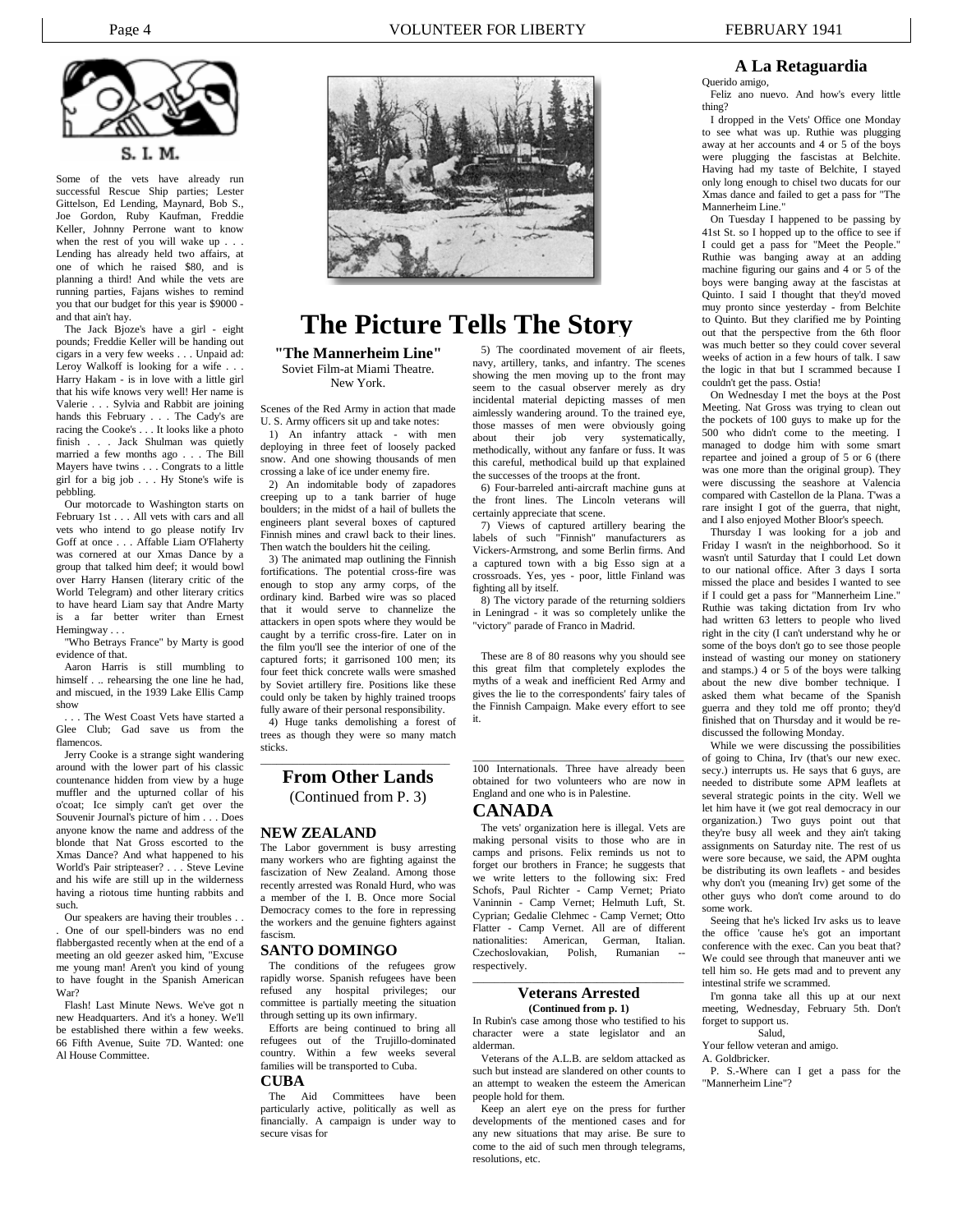## S. I. M.

Some of the vets have already run successful Rescue Ship parties; Lester Gittelson, Ed Lending, Maynard, Bob S., Joe Gordon, Ruby Kaufman, Freddie Keller, Johnny Perrone want to know when the rest of you will wake up . . . Lending has already held two affairs, at one of which he raised $80, and is planning a third! And while the vets are running parties, Fajans wishes to remind you that our budget for this year is $9000 - and that ain't hay.

The Jack Bjoze's have a girl - eight pounds; Freddie Keller will be handing out cigars in a very few weeks . . . Unpaid ad: Leroy Walkoff is looking for a wife . . . Harry Hakam - is in love with a little girl that his wife knows very well! Her name is Valerie . . . Sylvia and Rabbit are joining hands this February . . . The Cady's are racing the Cooke's . . . It looks like a photo finish . . . Jack Shulman was quietly married a few months ago . . . The Bill Mayers have twins . . . Congrats to a little girl for a big job . . . Hy Stone's wife is pebbling.

Our motorcade to Washington starts on February 1st . . . All vets with cars and all vets who intend to go please notify Irv Goff at once . . . Affable Liam O'Flaherty was cornered at our Xmas Dance by a group that talked him deef; it would bowl over Harry Hansen (literary critic of the World Telegram) and other literary critics to have heard Liam say that Andre Marty is a far better writer than Ernest Hemingway . . .

"Who Betrays France" by Marty is good evidence of that.

Aaron Harris is still mumbling to himself . .. rehearsing the one line he had, and miscued, in the 1939 Lake Ellis Camp show

. . . The West Coast Vets have started a Glee Club; Gad save us from the flamencos.

Jerry Cooke is a strange sight wandering around with the lower part of his classic countenance hidden from view by a huge muffler and the upturned collar of his o'coat; Ice simply can't get over the Souvenir Journal's picture of him . . . Does anyone know the name and address of the blonde that Nat Gross escorted to the Xmas Dance? And what happened to his World's Pair stripteaser? . . . Steve Levine and his wife are still up in the wilderness having a riotous time hunting rabbits and such.

Our speakers are having their troubles . . . One of our spell-binders was no end flabbergasted recently when at the end of a meeting an old geezer asked him, "Excuse me young man! Aren't you kind of young to have fought in the Spanish American War?

Flash! Last Minute News. We've got n new Headquarters. And it's a honey. We'll be established there within a few weeks. 66 Fifth Avenue, Suite 7D. Wanted: one Al House Committee.

# The Picture Tells The Story

**"The Mannerheim Line"**
Soviet Film-at Miami Theatre.
New York.

Scenes of the Red Army in action that made U. S. Army officers sit up and take notes:

1) An infantry attack - with men deploying in three feet of loosely packed snow. And one showing thousands of men crossing a lake of ice under enemy fire.

2) An indomitable body of zapadores creeping up to a tank barrier of huge boulders; in the midst of a hail of bullets the engineers plant several boxes of captured Finnish mines and crawl back to their lines. Then watch the boulders hit the ceiling.

3) The animated map outlining the Finnish fortifications. The potential cross-fire was enough to stop any army corps, of the ordinary kind. Barbed wire was so placed that it would serve to channelize the attackers in open spots where they would be caught by a terrific cross-fire. Later on in the film you'll see the interior of one of the captured forts; it garrisoned 100 men; its four feet thick concrete walls were smashed by Soviet artillery fire. Positions like these could only be taken by highly trained troops fully aware of their personal responsibility.

4) Huge tanks demolishing a forest of trees as though they were so many match sticks.

5) The coordinated movement of air fleets, navy, artillery, tanks, and infantry. The scenes showing the men moving up to the front may seem to the casual observer merely as dry incidental material depicting masses of men aimlessly wandering around. To the trained eye, those masses of men were obviously going about their job very systematically, methodically, without any fanfare or fuss. It was this careful, methodical build up that explained the successes of the troops at the front.

6) Four-barreled anti-aircraft machine guns at the front lines. The Lincoln veterans will certainly appreciate that scene.

7) Views of captured artillery bearing the labels of such "Finnish" manufacturers as Vickers-Armstrong, and some Berlin firms. And a captured town with a big Esso sign at a crossroads. Yes, yes - poor, little Finland was fighting all by itself.

8) The victory parade of the returning soldiers in Leningrad - it was so completely unlike the "victory" parade of Franco in Madrid.

These are 8 of 80 reasons why you should see this great film that completely explodes the myths of a weak and inefficient Red Army and gives the lie to the correspondents' fairy tales of the Finnish Campaign. Make every effort to see it.

## From Other Lands
(Continued from P. 3)

### NEW ZEALAND

The Labor government is busy arresting many workers who are fighting against the fascization of New Zealand. Among those recently arrested was Ronald Hurd, who was a member of the I. B. Once more Social Democracy comes to the fore in repressing the workers and the genuine fighters against fascism.

### SANTO DOMINGO

The conditions of the refugees grow rapidly worse. Spanish refugees have been refused any hospital privileges; our committee is partially meeting the situation through setting up its own infirmary.

Efforts are being continued to bring all refugees out of the Trujillo-dominated country. Within a few weeks several families will be transported to Cuba.

### CUBA

The Aid Committees have been particularly active, politically as well as financially. A campaign is under way to secure visas for 100 Internationals. Three have already been obtained for two volunteers who are now in England and one who is in Palestine.

### CANADA

The vets' organization here is illegal. Vets are making personal visits to those who are in camps and prisons. Felix reminds us not to forget our brothers in France; he suggests that we write letters to the following six: Fred Schofs, Paul Richter - Camp Vernet; Priato Vaninnin - Camp Vernet; Helmuth Luft, St. Cyprian; Gedalie Clehmec - Camp Vernet; Otto Flatter - Camp Vernet. All are of different nationalities: American, German, Italian. Czechoslovakian, Polish, Rumanian -- respectively.

## Veterans Arrested
**(Continued from p. 1)**

In Rubin's case among those who testified to his character were a state legislator and an alderman.

Veterans of the A.L.B. are seldom attacked as such but instead are slandered on other counts to an attempt to weaken the esteem the American people hold for them.

Keep an alert eye on the press for further developments of the mentioned cases and for any new situations that may arise. Be sure to come to the aid of such men through telegrams, resolutions, etc.

## A La Retaguardia

Querido amigo,

Feliz ano nuevo. And how's every little thing?

I dropped in the Vets' Office one Monday to see what was up. Ruthie was plugging away at her accounts and 4 or 5 of the boys were plugging the fascistas at Belchite. Having had my taste of Belchite, I stayed only long enough to chisel two ducats for our Xmas dance and failed to get a pass for "The Mannerheim Line."

On Tuesday I happened to be passing by 41st St. so I hopped up to the office to see if I could get a pass for "Meet the People." Ruthie was banging away at an adding machine figuring our gains and 4 or 5 of the boys were banging away at the fascistas at Quinto. I said I thought that they'd moved muy pronto since yesterday - from Belchite to Quinto. But they clarified me by Pointing out that the perspective from the 6th floor was much better so they could cover several weeks of action in a few hours of talk. I saw the logic in that but I scrammed because I couldn't get the pass. Ostia!

On Wednesday I met the boys at the Post Meeting. Nat Gross was trying to clean out the pockets of 100 guys to make up for the 500 who didn't come to the meeting. I managed to dodge him with some smart repartee and joined a group of 5 or 6 (there was one more than the original group). They were discussing the seashore at Valencia compared with Castellon de la Plana. T'was a rare insight I got of the guerra, that night, and I also enjoyed Mother Bloor's speech.

Thursday I was looking for a job and Friday I wasn't in the neighborhood. So it wasn't until Saturday that I could Let down to our national office. After 3 days I sorta missed the place and besides I wanted to see if I could get a pass for "Mannerheim Line." Ruthie was taking dictation from Irv who had written 63 letters to people who lived right in the city (I can't understand why he or some of the boys don't go to see those people instead of wasting our money on stationery and stamps.) 4 or 5 of the boys were talking about the new dive bomber technique. I asked them what became of the Spanish guerra and they told me off pronto; they'd finished that on Thursday and it would be re-discussed the following Monday.

While we were discussing the possibilities of going to China, Irv (that's our new exec. secy.) interrupts us. He says that 6 guys, are needed to distribute some APM leaflets at several strategic points in the city. Well we let him have it (we got real democracy in our organization.) Two guys point out that they're busy all week and they ain't taking assignments on Saturday nite. The rest of us were sore because, we said, the APM oughta be distributing its own leaflets - and besides why don't you (meaning Irv) get some of the other guys who don't come around to do some work.

Seeing that he's licked Irv asks us to leave the office 'cause he's got an important conference with the exec. Can you beat that? We could see through that maneuver anti we tell him so. He gets mad and to prevent any intestinal strife we scrammed.

I'm gonna take all this up at our next meeting, Wednesday, February 5th. Don't forget to support us.

Salud,

Your fellow veteran and amigo.

A. Goldbricker.

P. S.-Where can I get a pass for the "Mannerheim Line"?